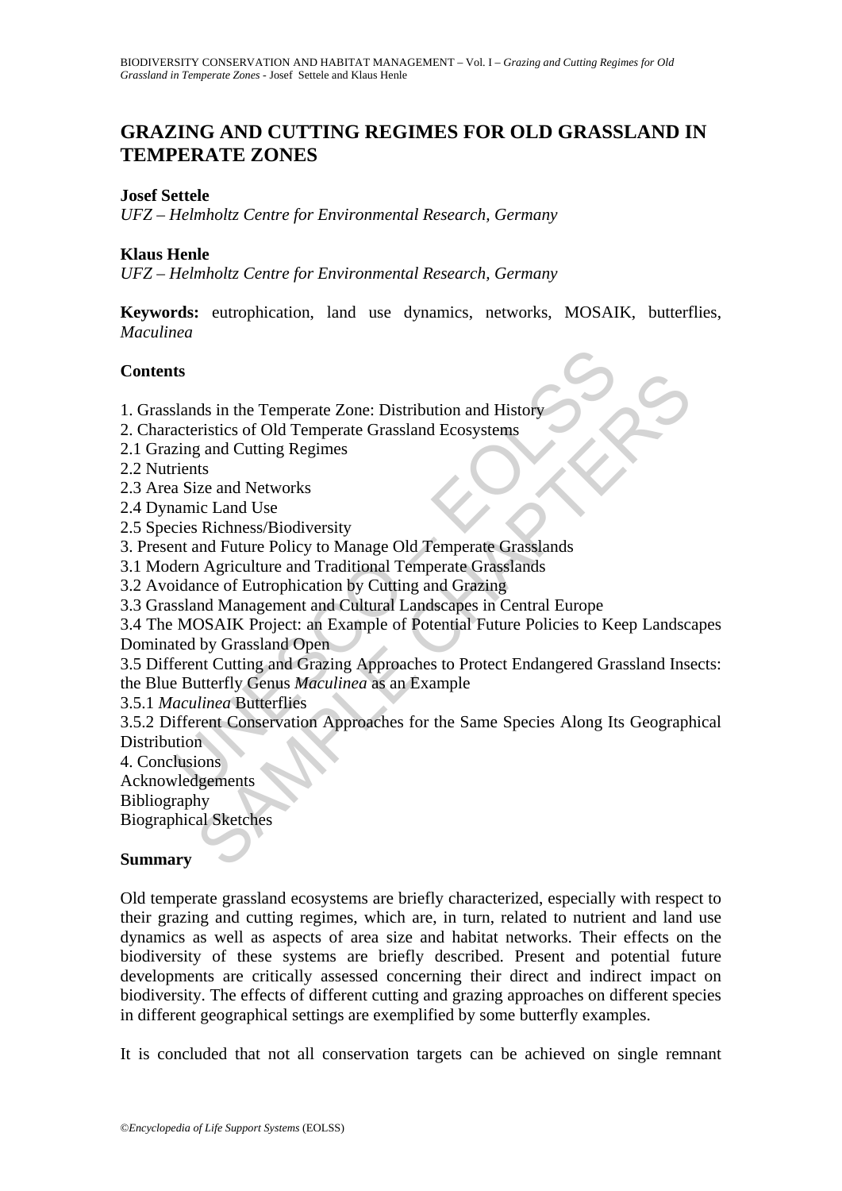# GRAZING AND CUTTING REGIMES FOR OLD GRASSLAND IN TEMPERATE ZONES

**Josef Settele**

*UFZ – Helmholtz Centre for Environmental Research, Germany*

**Klaus Henle**

*UFZ – Helmholtz Centre for Environmental Research, Germany*

**Keywords:** eutrophication, land use dynamics, networks, MOSAIK, butterflies, *Maculinea*

## Contents

1. Grasslands in the Temperate Zone: Distribution and History
2. Characteristics of Old Temperate Grassland Ecosystems
2.1 Grazing and Cutting Regimes
2.2 Nutrients
2.3 Area Size and Networks
2.4 Dynamic Land Use
2.5 Species Richness/Biodiversity
3. Present and Future Policy to Manage Old Temperate Grasslands
3.1 Modern Agriculture and Traditional Temperate Grasslands
3.2 Avoidance of Eutrophication by Cutting and Grazing
3.3 Grassland Management and Cultural Landscapes in Central Europe
3.4 The MOSAIK Project: an Example of Potential Future Policies to Keep Landscapes Dominated by Grassland Open
3.5 Different Cutting and Grazing Approaches to Protect Endangered Grassland Insects: the Blue Butterfly Genus *Maculinea* as an Example
3.5.1 *Maculinea* Butterflies
3.5.2 Different Conservation Approaches for the Same Species Along Its Geographical Distribution
4. Conclusions
Acknowledgements
Bibliography
Biographical Sketches

## Summary

Old temperate grassland ecosystems are briefly characterized, especially with respect to their grazing and cutting regimes, which are, in turn, related to nutrient and land use dynamics as well as aspects of area size and habitat networks. Their effects on the biodiversity of these systems are briefly described. Present and potential future developments are critically assessed concerning their direct and indirect impact on biodiversity. The effects of different cutting and grazing approaches on different species in different geographical settings are exemplified by some butterfly examples.

It is concluded that not all conservation targets can be achieved on single remnant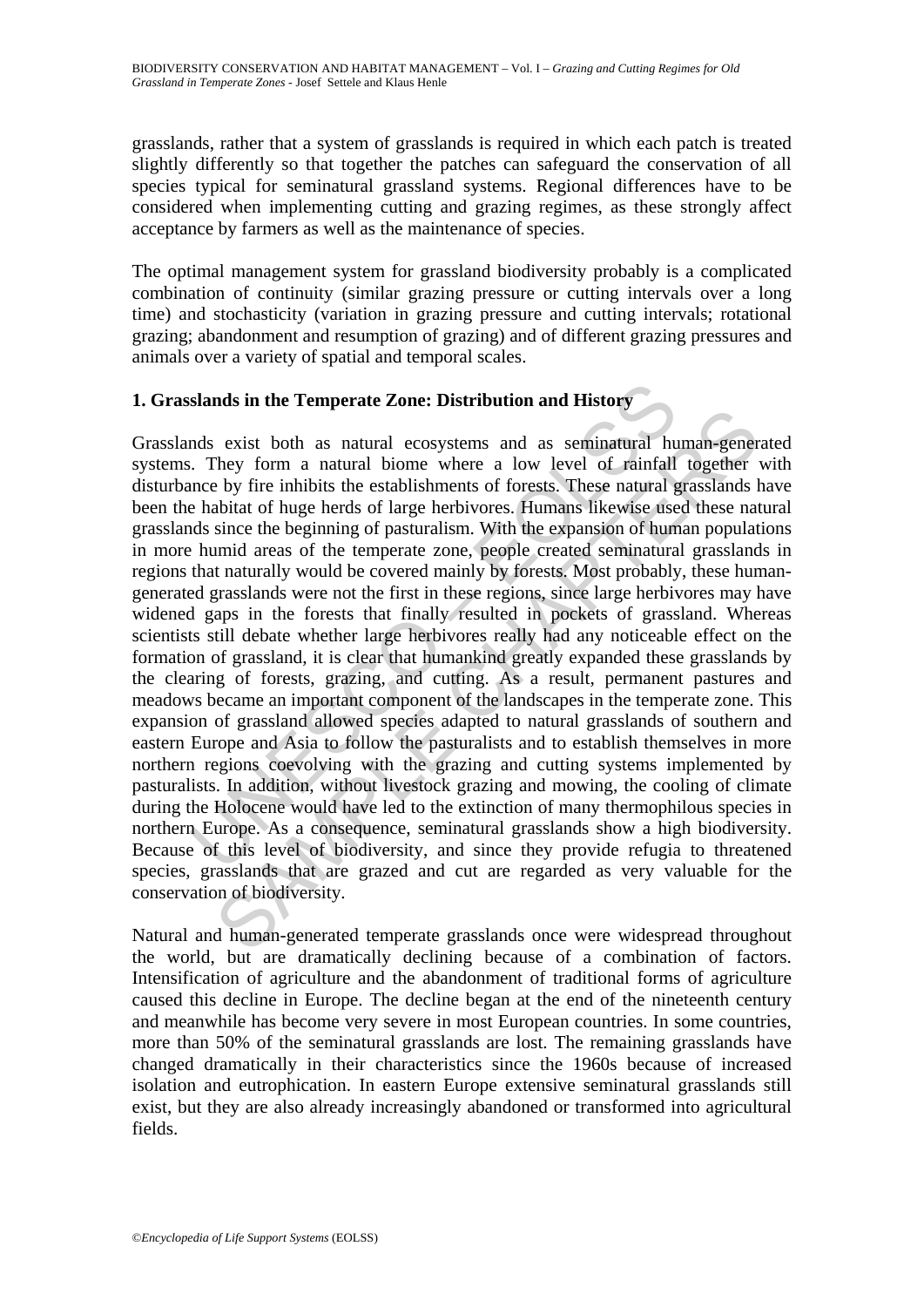grasslands, rather that a system of grasslands is required in which each patch is treated slightly differently so that together the patches can safeguard the conservation of all species typical for seminatural grassland systems. Regional differences have to be considered when implementing cutting and grazing regimes, as these strongly affect acceptance by farmers as well as the maintenance of species.

The optimal management system for grassland biodiversity probably is a complicated combination of continuity (similar grazing pressure or cutting intervals over a long time) and stochasticity (variation in grazing pressure and cutting intervals; rotational grazing; abandonment and resumption of grazing) and of different grazing pressures and animals over a variety of spatial and temporal scales.

## 1. Grasslands in the Temperate Zone: Distribution and History

Grasslands exist both as natural ecosystems and as seminatural human-generated systems. They form a natural biome where a low level of rainfall together with disturbance by fire inhibits the establishments of forests. These natural grasslands have been the habitat of huge herds of large herbivores. Humans likewise used these natural grasslands since the beginning of pasturalism. With the expansion of human populations in more humid areas of the temperate zone, people created seminatural grasslands in regions that naturally would be covered mainly by forests. Most probably, these human-generated grasslands were not the first in these regions, since large herbivores may have widened gaps in the forests that finally resulted in pockets of grassland. Whereas scientists still debate whether large herbivores really had any noticeable effect on the formation of grassland, it is clear that humankind greatly expanded these grasslands by the clearing of forests, grazing, and cutting. As a result, permanent pastures and meadows became an important component of the landscapes in the temperate zone. This expansion of grassland allowed species adapted to natural grasslands of southern and eastern Europe and Asia to follow the pasturalists and to establish themselves in more northern regions coevolving with the grazing and cutting systems implemented by pasturalists. In addition, without livestock grazing and mowing, the cooling of climate during the Holocene would have led to the extinction of many thermophilous species in northern Europe. As a consequence, seminatural grasslands show a high biodiversity. Because of this level of biodiversity, and since they provide refugia to threatened species, grasslands that are grazed and cut are regarded as very valuable for the conservation of biodiversity.

Natural and human-generated temperate grasslands once were widespread throughout the world, but are dramatically declining because of a combination of factors. Intensification of agriculture and the abandonment of traditional forms of agriculture caused this decline in Europe. The decline began at the end of the nineteenth century and meanwhile has become very severe in most European countries. In some countries, more than 50% of the seminatural grasslands are lost. The remaining grasslands have changed dramatically in their characteristics since the 1960s because of increased isolation and eutrophication. In eastern Europe extensive seminatural grasslands still exist, but they are also already increasingly abandoned or transformed into agricultural fields.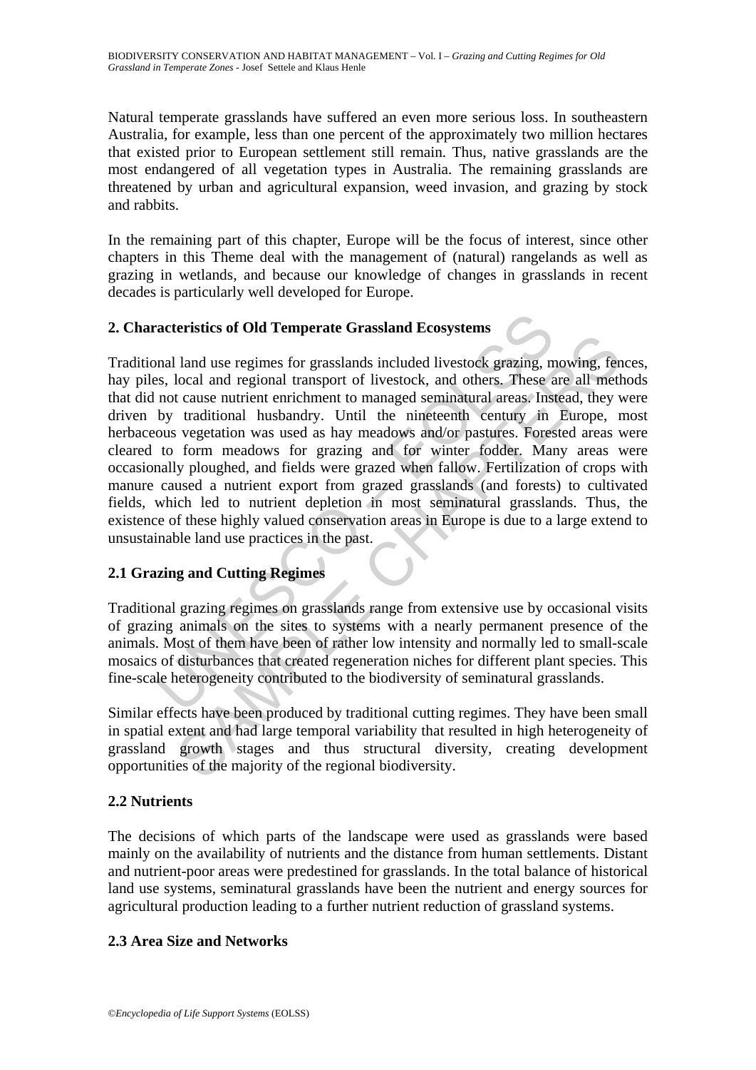Natural temperate grasslands have suffered an even more serious loss. In southeastern Australia, for example, less than one percent of the approximately two million hectares that existed prior to European settlement still remain. Thus, native grasslands are the most endangered of all vegetation types in Australia. The remaining grasslands are threatened by urban and agricultural expansion, weed invasion, and grazing by stock and rabbits.

In the remaining part of this chapter, Europe will be the focus of interest, since other chapters in this Theme deal with the management of (natural) rangelands as well as grazing in wetlands, and because our knowledge of changes in grasslands in recent decades is particularly well developed for Europe.

## 2. Characteristics of Old Temperate Grassland Ecosystems

Traditional land use regimes for grasslands included livestock grazing, mowing, fences, hay piles, local and regional transport of livestock, and others. These are all methods that did not cause nutrient enrichment to managed seminatural areas. Instead, they were driven by traditional husbandry. Until the nineteenth century in Europe, most herbaceous vegetation was used as hay meadows and/or pastures. Forested areas were cleared to form meadows for grazing and for winter fodder. Many areas were occasionally ploughed, and fields were grazed when fallow. Fertilization of crops with manure caused a nutrient export from grazed grasslands (and forests) to cultivated fields, which led to nutrient depletion in most seminatural grasslands. Thus, the existence of these highly valued conservation areas in Europe is due to a large extend to unsustainable land use practices in the past.

### 2.1 Grazing and Cutting Regimes

Traditional grazing regimes on grasslands range from extensive use by occasional visits of grazing animals on the sites to systems with a nearly permanent presence of the animals. Most of them have been of rather low intensity and normally led to small-scale mosaics of disturbances that created regeneration niches for different plant species. This fine-scale heterogeneity contributed to the biodiversity of seminatural grasslands.

Similar effects have been produced by traditional cutting regimes. They have been small in spatial extent and had large temporal variability that resulted in high heterogeneity of grassland growth stages and thus structural diversity, creating development opportunities of the majority of the regional biodiversity.

### 2.2 Nutrients

The decisions of which parts of the landscape were used as grasslands were based mainly on the availability of nutrients and the distance from human settlements. Distant and nutrient-poor areas were predestined for grasslands. In the total balance of historical land use systems, seminatural grasslands have been the nutrient and energy sources for agricultural production leading to a further nutrient reduction of grassland systems.

### 2.3 Area Size and Networks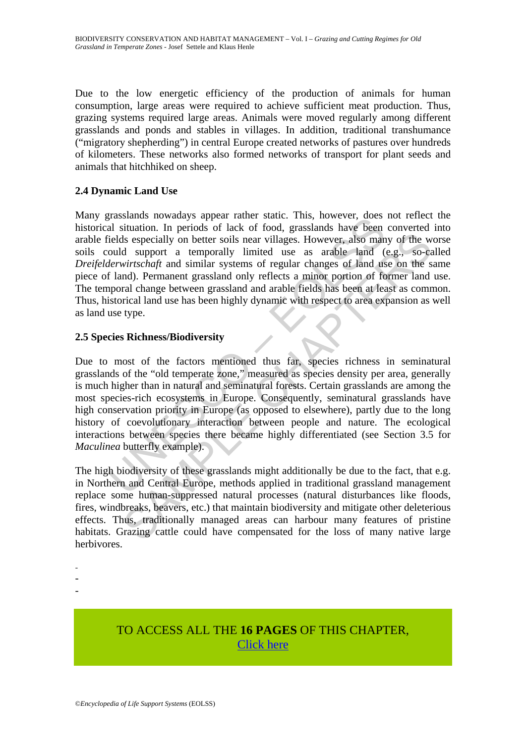Due to the low energetic efficiency of the production of animals for human consumption, large areas were required to achieve sufficient meat production. Thus, grazing systems required large areas. Animals were moved regularly among different grasslands and ponds and stables in villages. In addition, traditional transhumance ("migratory shepherding") in central Europe created networks of pastures over hundreds of kilometers. These networks also formed networks of transport for plant seeds and animals that hitchhiked on sheep.

### 2.4 Dynamic Land Use

Many grasslands nowadays appear rather static. This, however, does not reflect the historical situation. In periods of lack of food, grasslands have been converted into arable fields especially on better soils near villages. However, also many of the worse soils could support a temporally limited use as arable land (e.g., so-called *Dreifelderwirtschaft* and similar systems of regular changes of land use on the same piece of land). Permanent grassland only reflects a minor portion of former land use. The temporal change between grassland and arable fields has been at least as common. Thus, historical land use has been highly dynamic with respect to area expansion as well as land use type.

### 2.5 Species Richness/Biodiversity

Due to most of the factors mentioned thus far, species richness in seminatural grasslands of the "old temperate zone," measured as species density per area, generally is much higher than in natural and seminatural forests. Certain grasslands are among the most species-rich ecosystems in Europe. Consequently, seminatural grasslands have high conservation priority in Europe (as opposed to elsewhere), partly due to the long history of coevolutionary interaction between people and nature. The ecological interactions between species there became highly differentiated (see Section 3.5 for *Maculinea* butterfly example).

The high biodiversity of these grasslands might additionally be due to the fact, that e.g. in Northern and Central Europe, methods applied in traditional grassland management replace some human-suppressed natural processes (natural disturbances like floods, fires, windbreaks, beavers, etc.) that maintain biodiversity and mitigate other deleterious effects. Thus, traditionally managed areas can harbour many features of pristine habitats. Grazing cattle could have compensated for the loss of many native large herbivores.

-
-
-

TO ACCESS ALL THE **16 PAGES** OF THIS CHAPTER,
Click here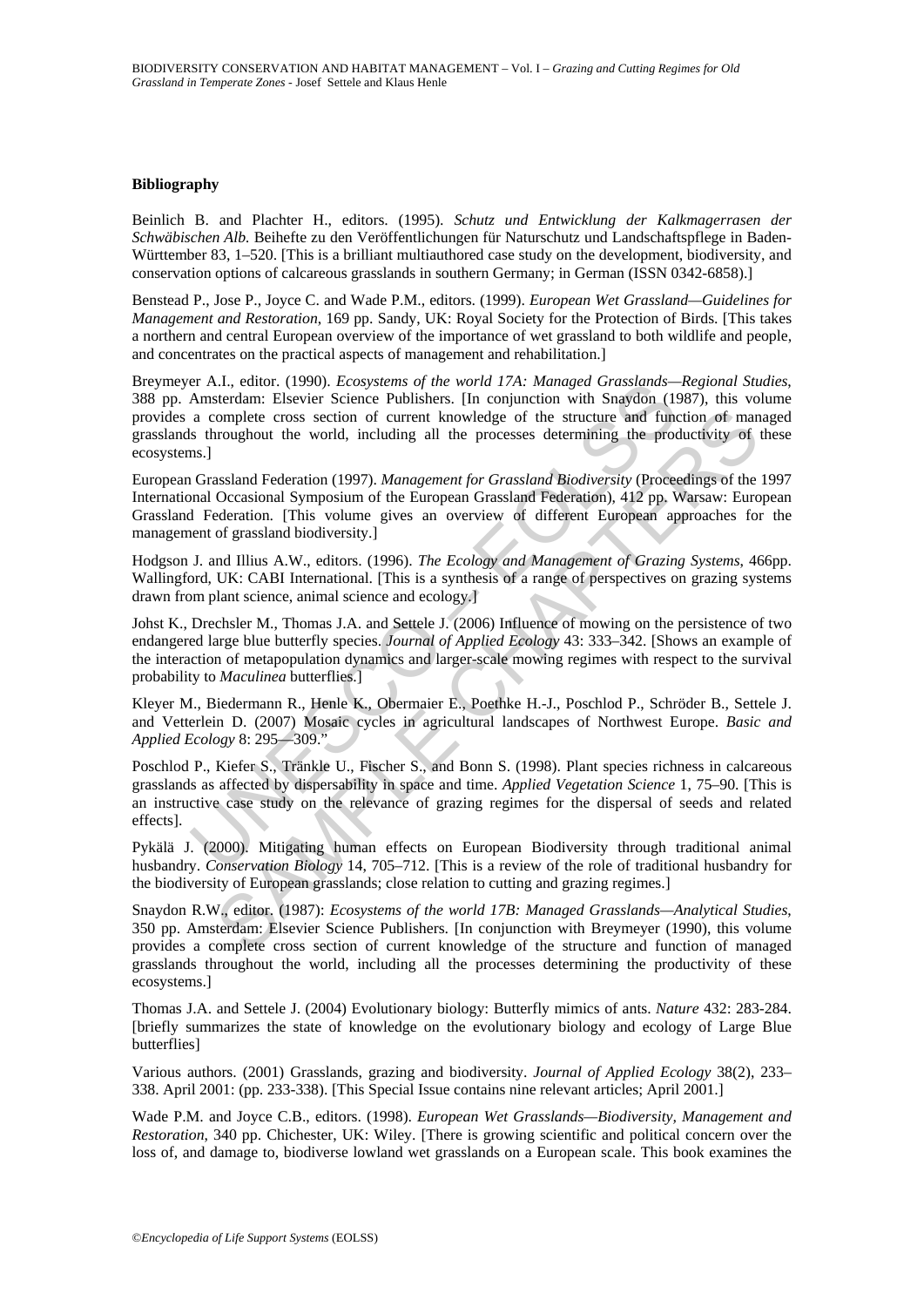**Bibliography**

Beinlich B. and Plachter H., editors. (1995). *Schutz und Entwicklung der Kalkmagerrasen der Schwäbischen Alb.* Beihefte zu den Veröffentlichungen für Naturschutz und Landschaftspflege in Baden-Württember 83, 1–520. [This is a brilliant multiauthored case study on the development, biodiversity, and conservation options of calcareous grasslands in southern Germany; in German (ISSN 0342-6858).]

Benstead P., Jose P., Joyce C. and Wade P.M., editors. (1999). *European Wet Grassland—Guidelines for Management and Restoration*, 169 pp. Sandy, UK: Royal Society for the Protection of Birds. [This takes a northern and central European overview of the importance of wet grassland to both wildlife and people, and concentrates on the practical aspects of management and rehabilitation.]

Breymeyer A.I., editor. (1990). *Ecosystems of the world 17A: Managed Grasslands—Regional Studies*, 388 pp. Amsterdam: Elsevier Science Publishers. [In conjunction with Snaydon (1987), this volume provides a complete cross section of current knowledge of the structure and function of managed grasslands throughout the world, including all the processes determining the productivity of these ecosystems.]

European Grassland Federation (1997). *Management for Grassland Biodiversity* (Proceedings of the 1997 International Occasional Symposium of the European Grassland Federation), 412 pp. Warsaw: European Grassland Federation. [This volume gives an overview of different European approaches for the management of grassland biodiversity.]

Hodgson J. and Illius A.W., editors. (1996). *The Ecology and Management of Grazing Systems*, 466pp. Wallingford, UK: CABI International. [This is a synthesis of a range of perspectives on grazing systems drawn from plant science, animal science and ecology.]

Johst K., Drechsler M., Thomas J.A. and Settele J. (2006) Influence of mowing on the persistence of two endangered large blue butterfly species. *Journal of Applied Ecology* 43: 333–342. [Shows an example of the interaction of metapopulation dynamics and larger-scale mowing regimes with respect to the survival probability to *Maculinea* butterflies.]

Kleyer M., Biedermann R., Henle K., Obermaier E., Poethke H.-J., Poschlod P., Schröder B., Settele J. and Vetterlein D. (2007) Mosaic cycles in agricultural landscapes of Northwest Europe. *Basic and Applied Ecology* 8: 295—309."

Poschlod P., Kiefer S., Tränkle U., Fischer S., and Bonn S. (1998). Plant species richness in calcareous grasslands as affected by dispersability in space and time. *Applied Vegetation Science* 1, 75–90. [This is an instructive case study on the relevance of grazing regimes for the dispersal of seeds and related effects].

Pykälä J. (2000). Mitigating human effects on European Biodiversity through traditional animal husbandry. *Conservation Biology* 14, 705–712. [This is a review of the role of traditional husbandry for the biodiversity of European grasslands; close relation to cutting and grazing regimes.]

Snaydon R.W., editor. (1987): *Ecosystems of the world 17B: Managed Grasslands—Analytical Studies*, 350 pp. Amsterdam: Elsevier Science Publishers. [In conjunction with Breymeyer (1990), this volume provides a complete cross section of current knowledge of the structure and function of managed grasslands throughout the world, including all the processes determining the productivity of these ecosystems.]

Thomas J.A. and Settele J. (2004) Evolutionary biology: Butterfly mimics of ants. *Nature* 432: 283-284. [briefly summarizes the state of knowledge on the evolutionary biology and ecology of Large Blue butterflies]

Various authors. (2001) Grasslands, grazing and biodiversity. *Journal of Applied Ecology* 38(2), 233–338. April 2001: (pp. 233-338). [This Special Issue contains nine relevant articles; April 2001.]

Wade P.M. and Joyce C.B., editors. (1998). *European Wet Grasslands—Biodiversity, Management and Restoration*, 340 pp. Chichester, UK: Wiley. [There is growing scientific and political concern over the loss of, and damage to, biodiverse lowland wet grasslands on a European scale. This book examines the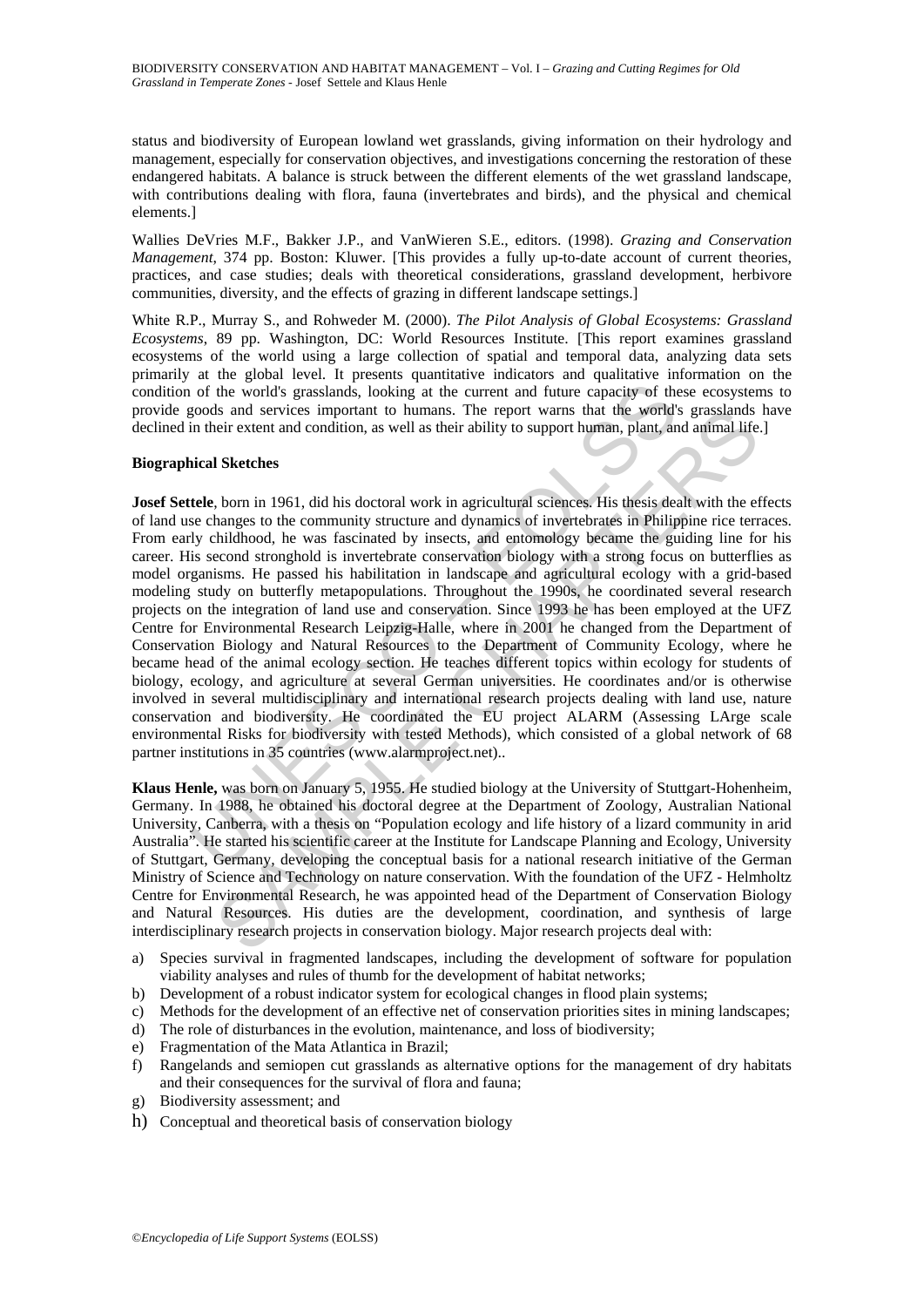status and biodiversity of European lowland wet grasslands, giving information on their hydrology and management, especially for conservation objectives, and investigations concerning the restoration of these endangered habitats. A balance is struck between the different elements of the wet grassland landscape, with contributions dealing with flora, fauna (invertebrates and birds), and the physical and chemical elements.]

Wallies DeVries M.F., Bakker J.P., and VanWieren S.E., editors. (1998). *Grazing and Conservation Management*, 374 pp. Boston: Kluwer. [This provides a fully up-to-date account of current theories, practices, and case studies; deals with theoretical considerations, grassland development, herbivore communities, diversity, and the effects of grazing in different landscape settings.]

White R.P., Murray S., and Rohweder M. (2000). *The Pilot Analysis of Global Ecosystems: Grassland Ecosystems*, 89 pp. Washington, DC: World Resources Institute. [This report examines grassland ecosystems of the world using a large collection of spatial and temporal data, analyzing data sets primarily at the global level. It presents quantitative indicators and qualitative information on the condition of the world's grasslands, looking at the current and future capacity of these ecosystems to provide goods and services important to humans. The report warns that the world's grasslands have declined in their extent and condition, as well as their ability to support human, plant, and animal life.]

**Biographical Sketches**

**Josef Settele**, born in 1961, did his doctoral work in agricultural sciences. His thesis dealt with the effects of land use changes to the community structure and dynamics of invertebrates in Philippine rice terraces. From early childhood, he was fascinated by insects, and entomology became the guiding line for his career. His second stronghold is invertebrate conservation biology with a strong focus on butterflies as model organisms. He passed his habilitation in landscape and agricultural ecology with a grid-based modeling study on butterfly metapopulations. Throughout the 1990s, he coordinated several research projects on the integration of land use and conservation. Since 1993 he has been employed at the UFZ Centre for Environmental Research Leipzig-Halle, where in 2001 he changed from the Department of Conservation Biology and Natural Resources to the Department of Community Ecology, where he became head of the animal ecology section. He teaches different topics within ecology for students of biology, ecology, and agriculture at several German universities. He coordinates and/or is otherwise involved in several multidisciplinary and international research projects dealing with land use, nature conservation and biodiversity. He coordinated the EU project ALARM (Assessing LArge scale environmental Risks for biodiversity with tested Methods), which consisted of a global network of 68 partner institutions in 35 countries (www.alarmproject.net)..

**Klaus Henle,** was born on January 5, 1955. He studied biology at the University of Stuttgart-Hohenheim, Germany. In 1988, he obtained his doctoral degree at the Department of Zoology, Australian National University, Canberra, with a thesis on "Population ecology and life history of a lizard community in arid Australia". He started his scientific career at the Institute for Landscape Planning and Ecology, University of Stuttgart, Germany, developing the conceptual basis for a national research initiative of the German Ministry of Science and Technology on nature conservation. With the foundation of the UFZ - Helmholtz Centre for Environmental Research, he was appointed head of the Department of Conservation Biology and Natural Resources. His duties are the development, coordination, and synthesis of large interdisciplinary research projects in conservation biology. Major research projects deal with:

a) Species survival in fragmented landscapes, including the development of software for population viability analyses and rules of thumb for the development of habitat networks;
b) Development of a robust indicator system for ecological changes in flood plain systems;
c) Methods for the development of an effective net of conservation priorities sites in mining landscapes;
d) The role of disturbances in the evolution, maintenance, and loss of biodiversity;
e) Fragmentation of the Mata Atlantica in Brazil;
f) Rangelands and semiopen cut grasslands as alternative options for the management of dry habitats and their consequences for the survival of flora and fauna;
g) Biodiversity assessment; and
h) Conceptual and theoretical basis of conservation biology